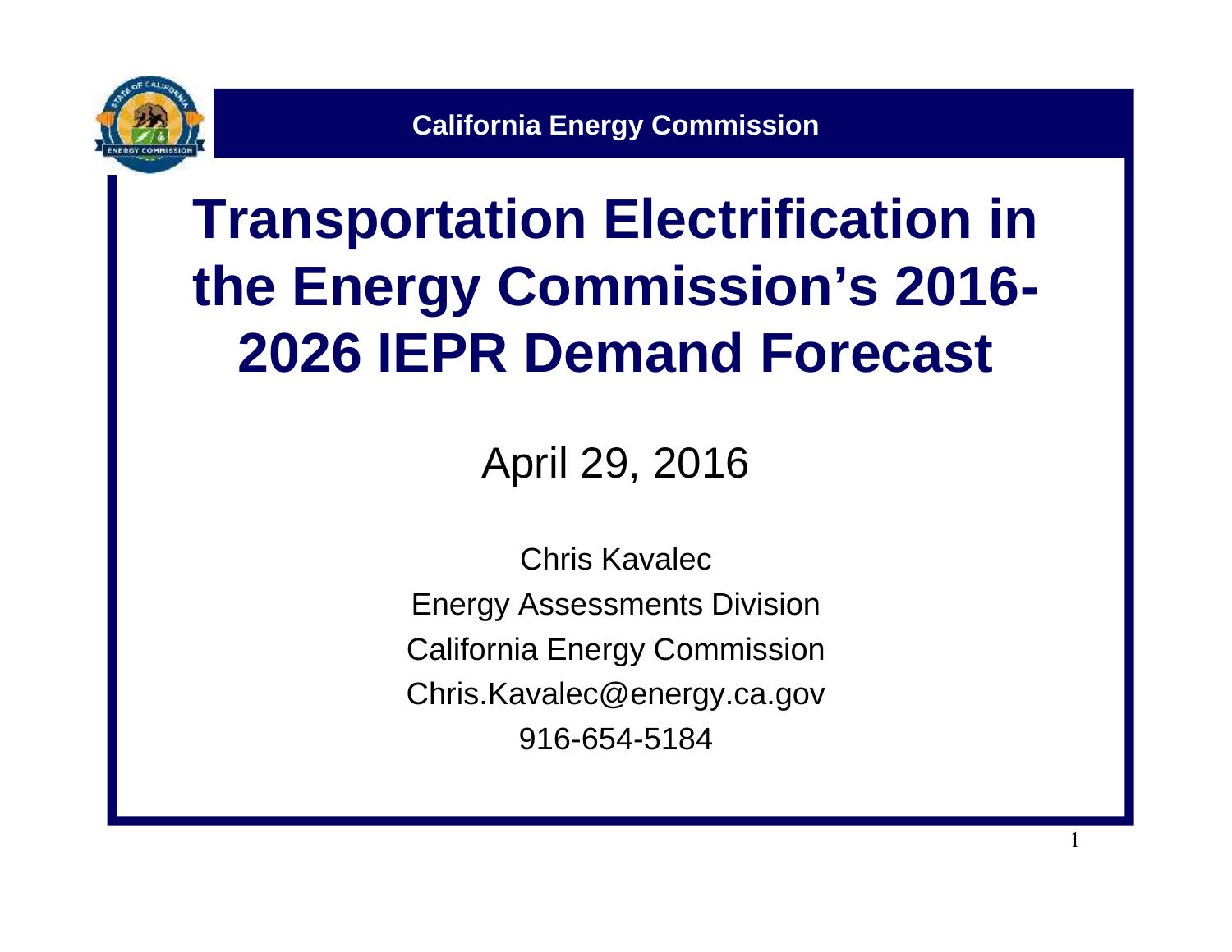California Energy Commission

# Transportation Electrification in the Energy Commission's 2016-2026 IEPR Demand Forecast

April 29, 2016

Chris Kavalec
Energy Assessments Division
California Energy Commission
Chris.Kavalec@energy.ca.gov
916-654-5184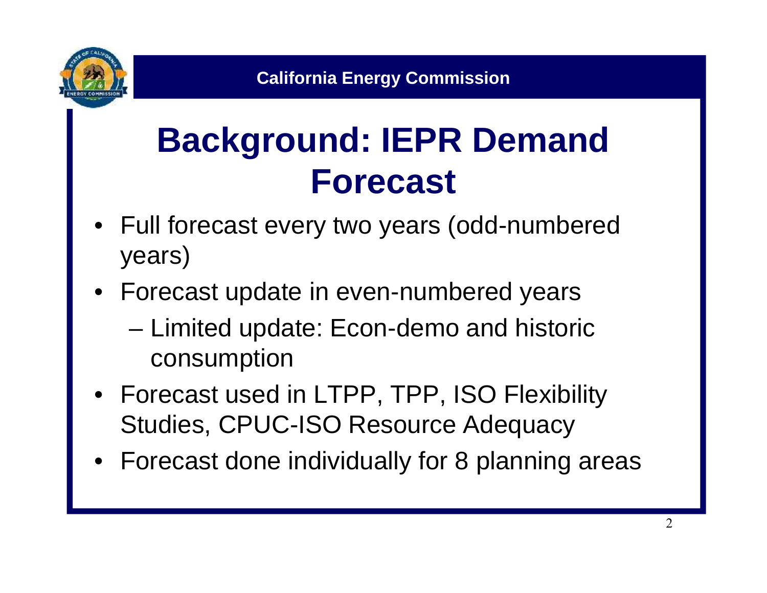# Background: IEPR Demand Forecast

- Full forecast every two years (odd-numbered years)
- Forecast update in even-numbered years
  - Limited update: Econ-demo and historic consumption
- Forecast used in LTPP, TPP, ISO Flexibility Studies, CPUC-ISO Resource Adequacy
- Forecast done individually for 8 planning areas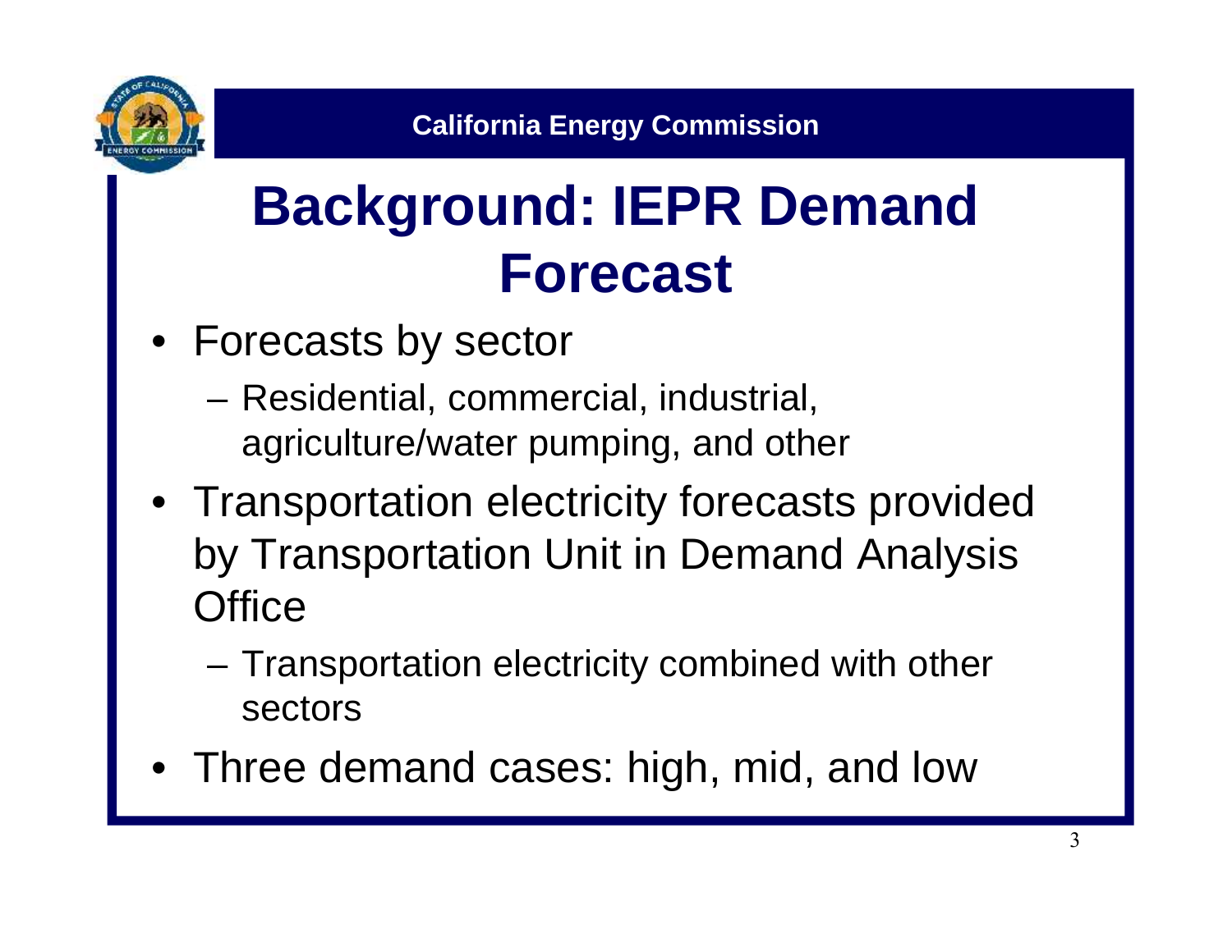# Background: IEPR Demand Forecast

- Forecasts by sector
  - Residential, commercial, industrial, agriculture/water pumping, and other
- Transportation electricity forecasts provided by Transportation Unit in Demand Analysis Office
  - Transportation electricity combined with other sectors
- Three demand cases: high, mid, and low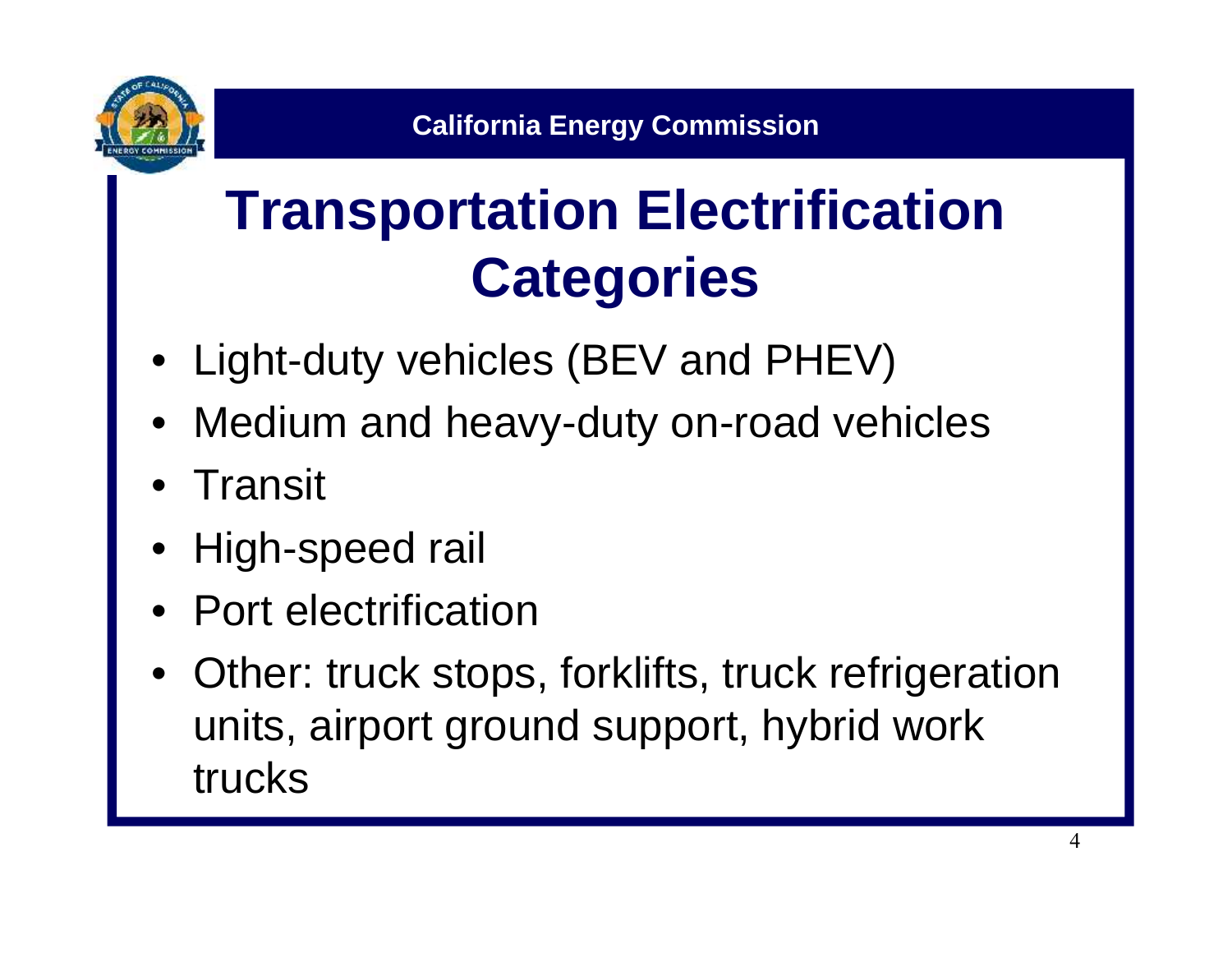California Energy Commission

# Transportation Electrification Categories

- Light-duty vehicles (BEV and PHEV)
- Medium and heavy-duty on-road vehicles
- Transit
- High-speed rail
- Port electrification
- Other: truck stops, forklifts, truck refrigeration units, airport ground support, hybrid work trucks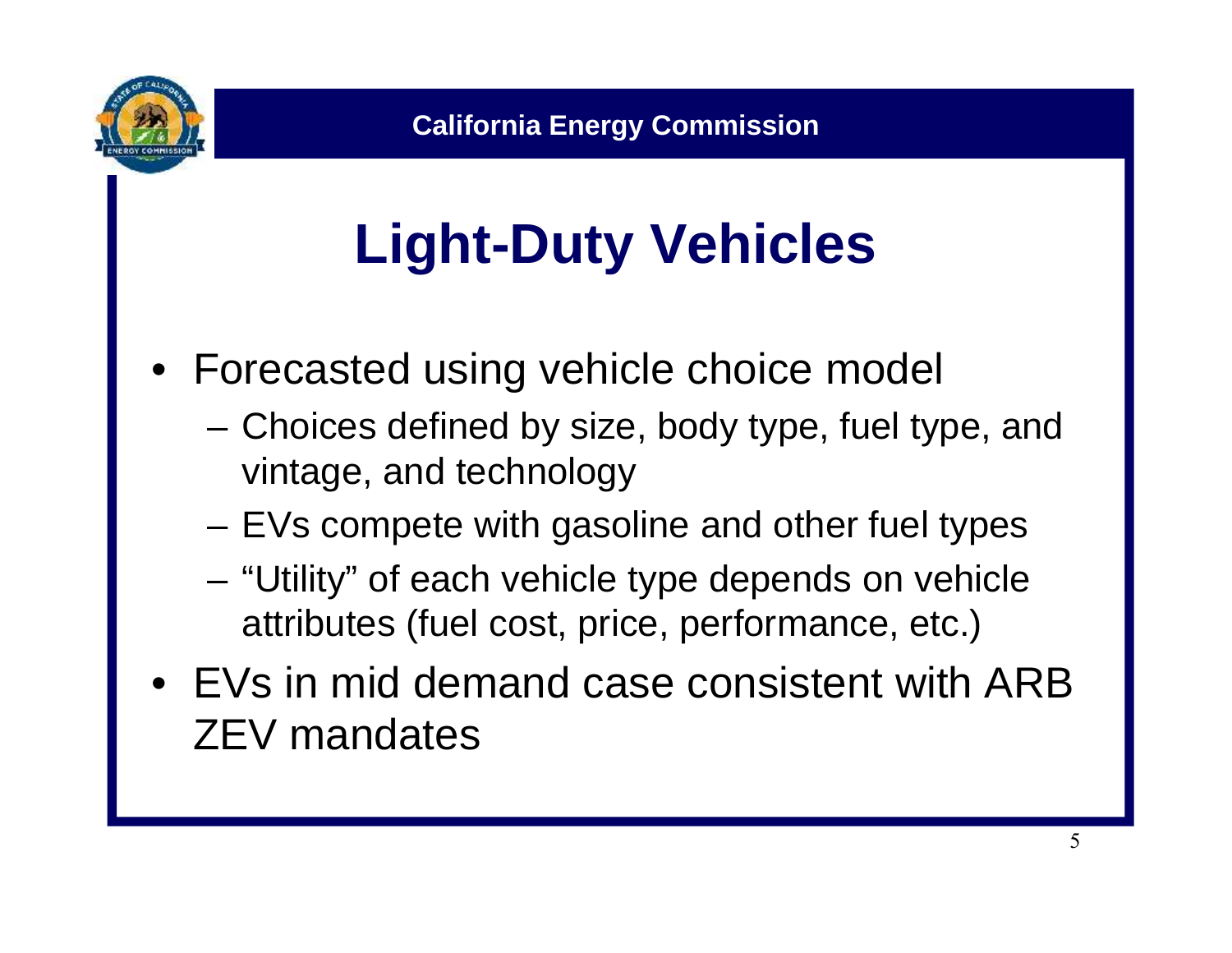# Light-Duty Vehicles

- Forecasted using vehicle choice model
  - Choices defined by size, body type, fuel type, and vintage, and technology
  - EVs compete with gasoline and other fuel types
  - "Utility" of each vehicle type depends on vehicle attributes (fuel cost, price, performance, etc.)
- EVs in mid demand case consistent with ARB ZEV mandates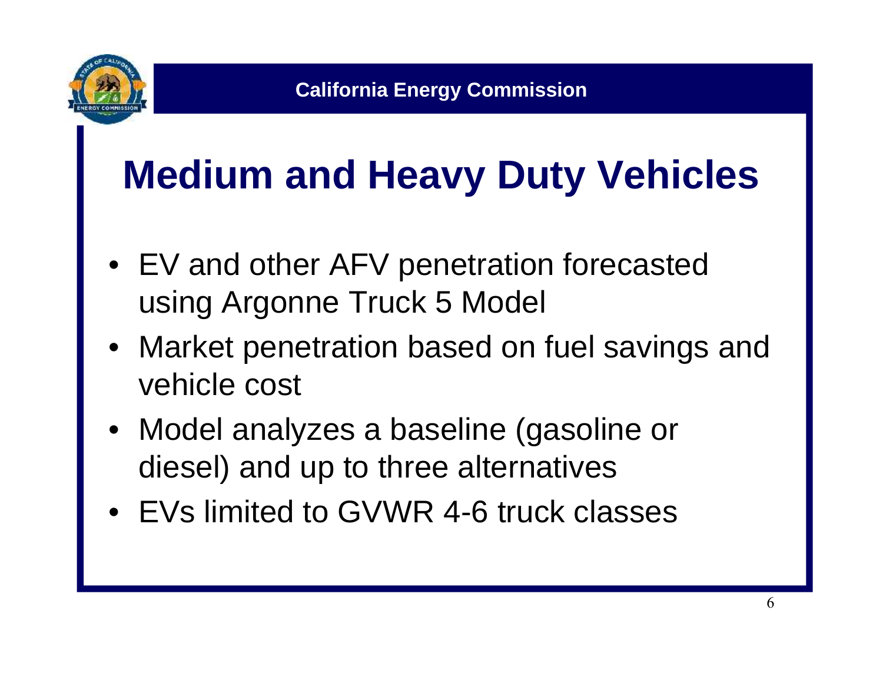# Medium and Heavy Duty Vehicles

- EV and other AFV penetration forecasted using Argonne Truck 5 Model
- Market penetration based on fuel savings and vehicle cost
- Model analyzes a baseline (gasoline or diesel) and up to three alternatives
- EVs limited to GVWR 4-6 truck classes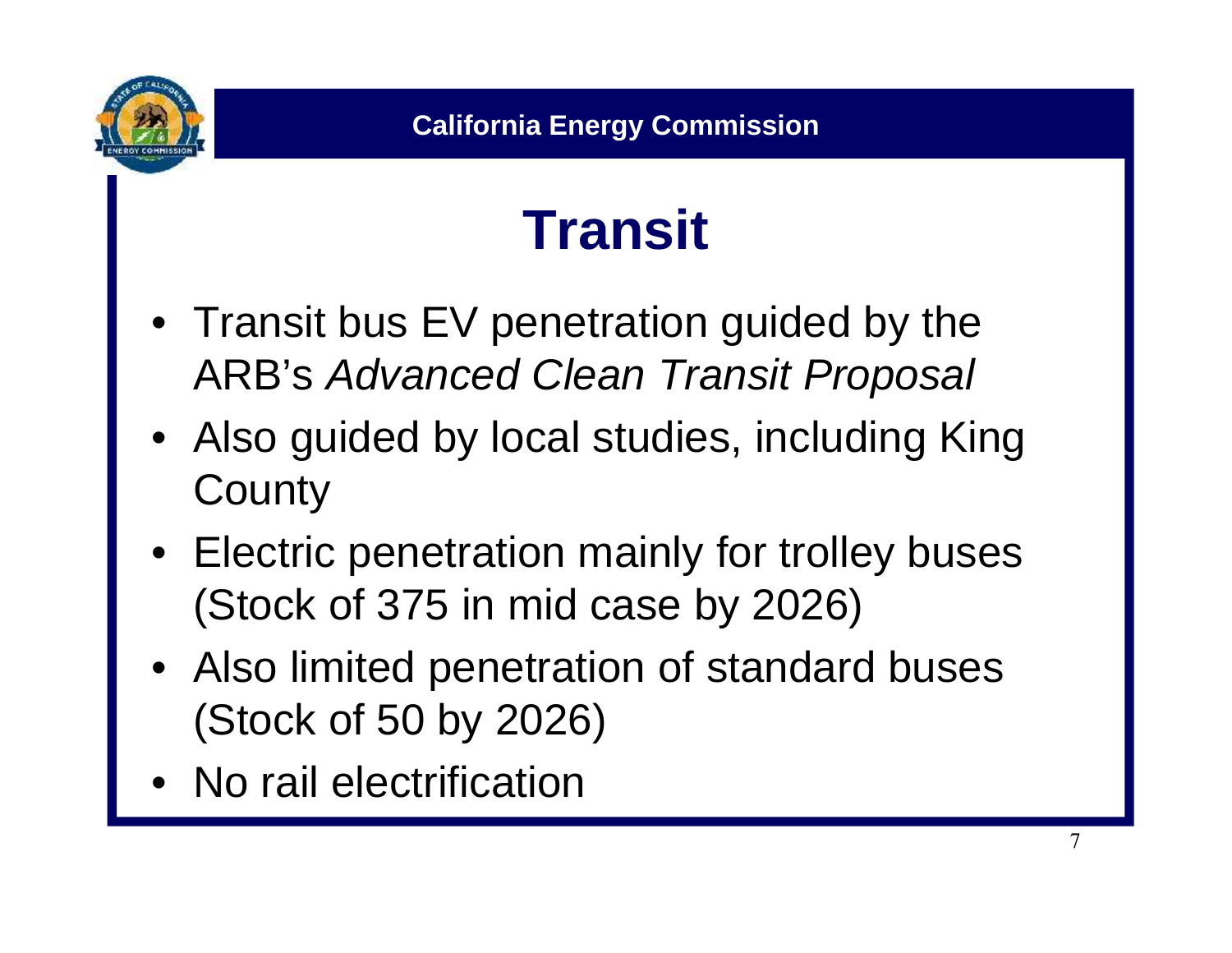# Transit

- Transit bus EV penetration guided by the ARB's *Advanced Clean Transit Proposal*
- Also guided by local studies, including King County
- Electric penetration mainly for trolley buses (Stock of 375 in mid case by 2026)
- Also limited penetration of standard buses (Stock of 50 by 2026)
- No rail electrification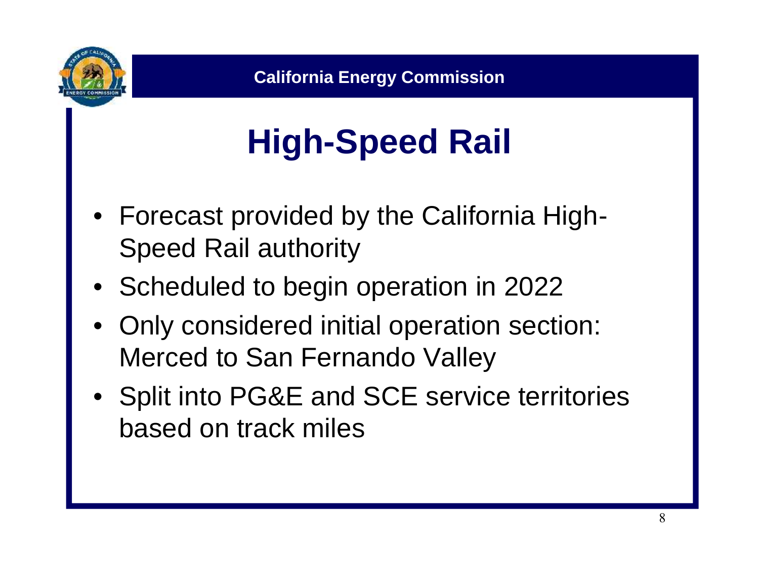# High-Speed Rail

- Forecast provided by the California High-Speed Rail authority
- Scheduled to begin operation in 2022
- Only considered initial operation section: Merced to San Fernando Valley
- Split into PG&E and SCE service territories based on track miles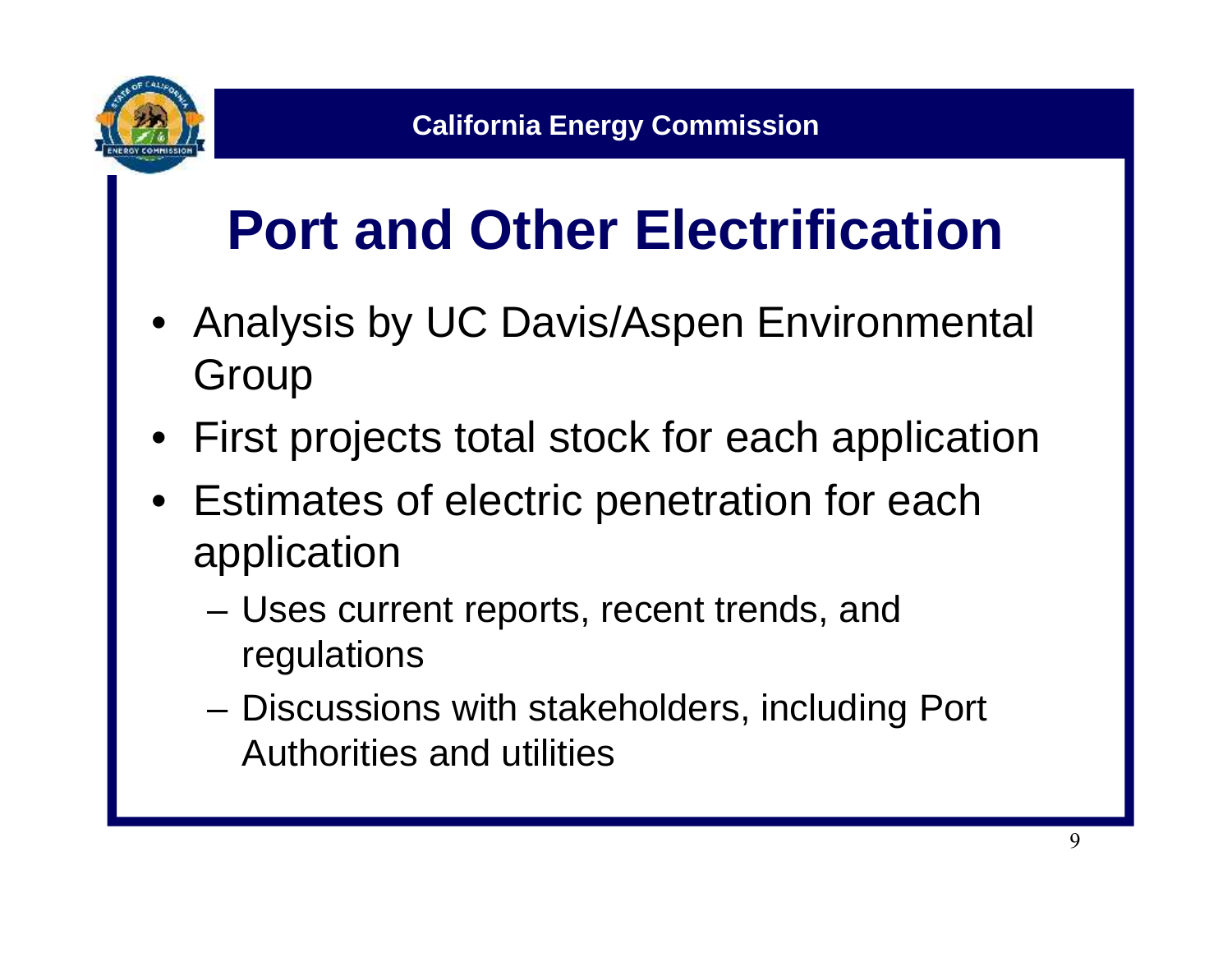California Energy Commission

# Port and Other Electrification

- Analysis by UC Davis/Aspen Environmental Group
- First projects total stock for each application
- Estimates of electric penetration for each application
  - Uses current reports, recent trends, and regulations
  - Discussions with stakeholders, including Port Authorities and utilities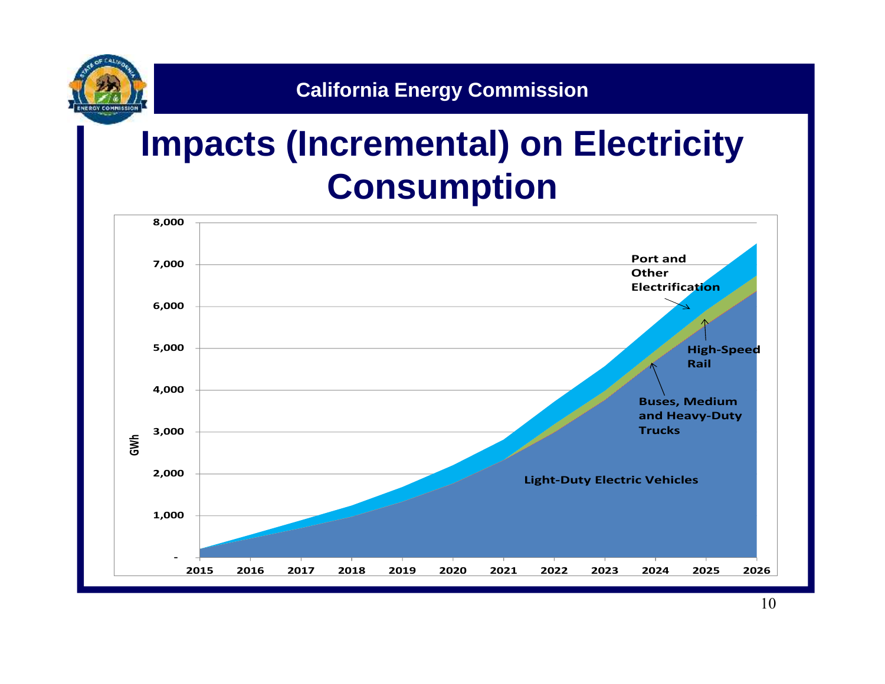California Energy Commission

# Impacts (Incremental) on Electricity Consumption

GWh

8,000
7,000
6,000
5,000
4,000
3,000
2,000
1,000
-

2015 2016 2017 2018 2019 2020 2021 2022 2023 2024 2025 2026

Port and Other Electrification

High-Speed Rail

Buses, Medium and Heavy-Duty Trucks

Light-Duty Electric Vehicles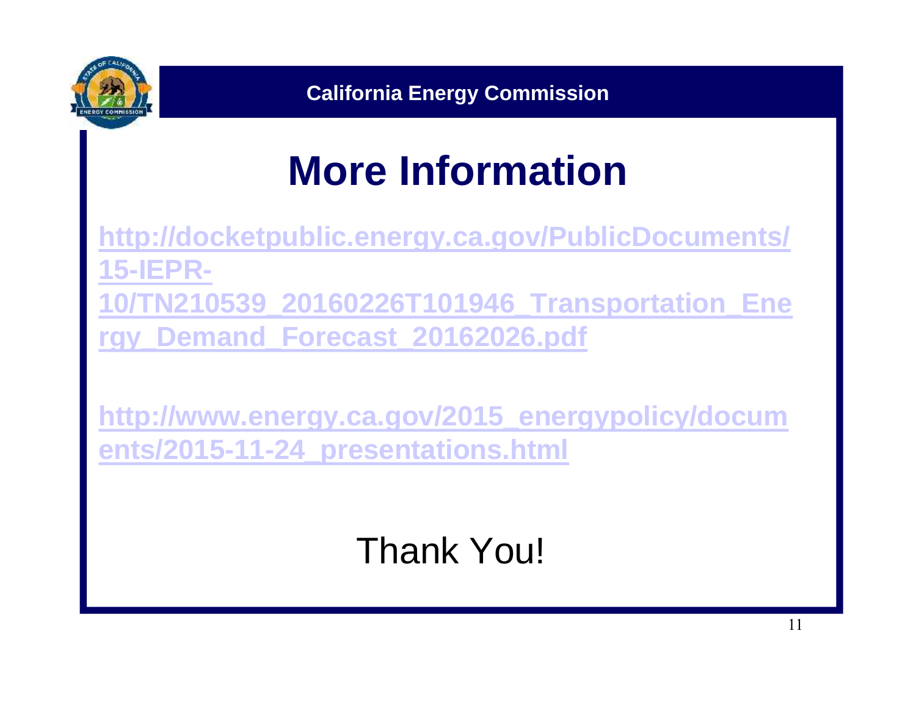California Energy Commission

# More Information

http://docketpublic.energy.ca.gov/PublicDocuments/15-IEPR-10/TN210539_20160226T101946_Transportation_Energy_Demand_Forecast_20162026.pdf

http://www.energy.ca.gov/2015_energypolicy/documents/2015-11-24_presentations.html

Thank You!